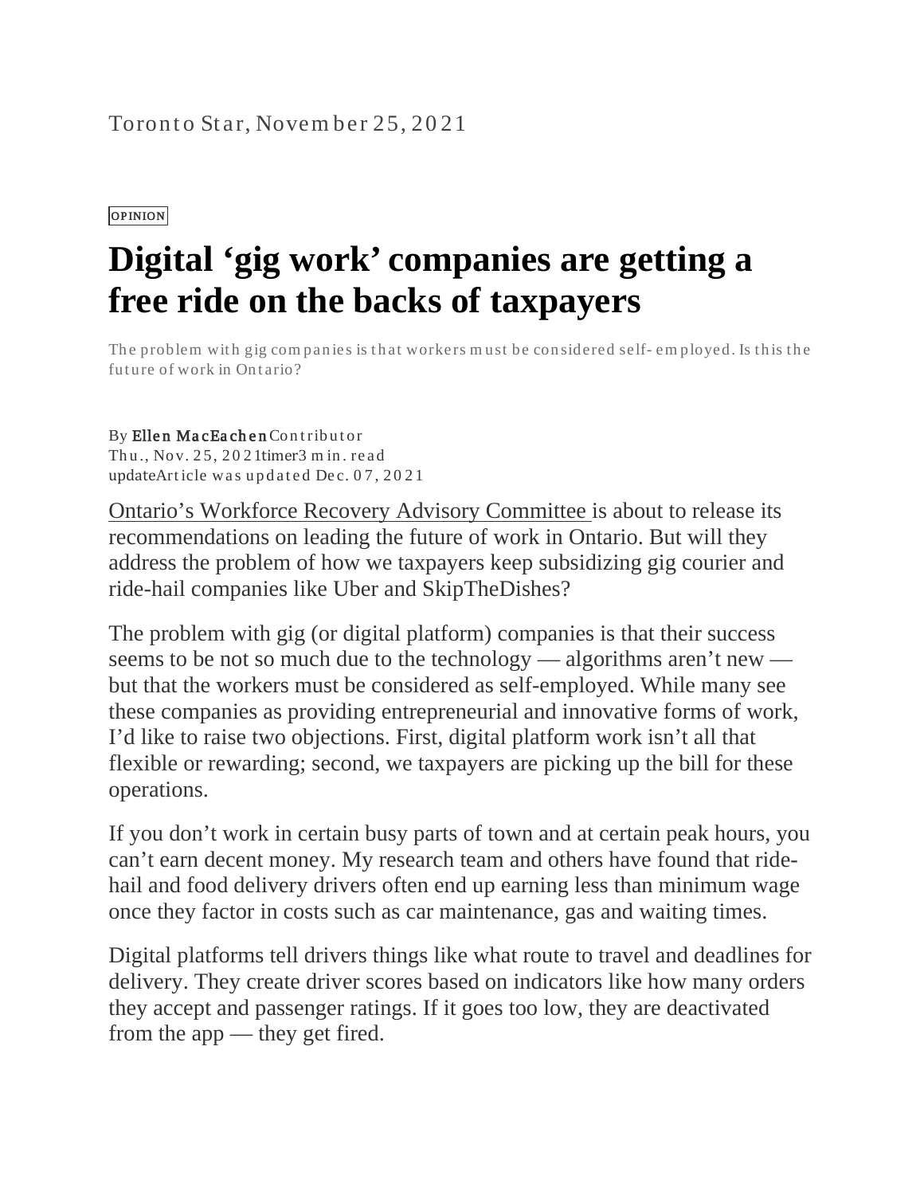Toronto Star, November 25, 2021

OPINION

# Digital 'gig work' companies are getting a free ride on the backs of taxpayers

The problem with gig companies is that workers must be considered self-employed. Is this the future of work in Ontario?

By Ellen MacEachen Contributor
Thu., Nov. 25, 2021timer3 min. read
updateArticle was updated Dec. 07, 2021

Ontario's Workforce Recovery Advisory Committee is about to release its recommendations on leading the future of work in Ontario. But will they address the problem of how we taxpayers keep subsidizing gig courier and ride-hail companies like Uber and SkipTheDishes?

The problem with gig (or digital platform) companies is that their success seems to be not so much due to the technology — algorithms aren't new — but that the workers must be considered as self-employed. While many see these companies as providing entrepreneurial and innovative forms of work, I'd like to raise two objections. First, digital platform work isn't all that flexible or rewarding; second, we taxpayers are picking up the bill for these operations.

If you don't work in certain busy parts of town and at certain peak hours, you can't earn decent money. My research team and others have found that ride-hail and food delivery drivers often end up earning less than minimum wage once they factor in costs such as car maintenance, gas and waiting times.

Digital platforms tell drivers things like what route to travel and deadlines for delivery. They create driver scores based on indicators like how many orders they accept and passenger ratings. If it goes too low, they are deactivated from the app — they get fired.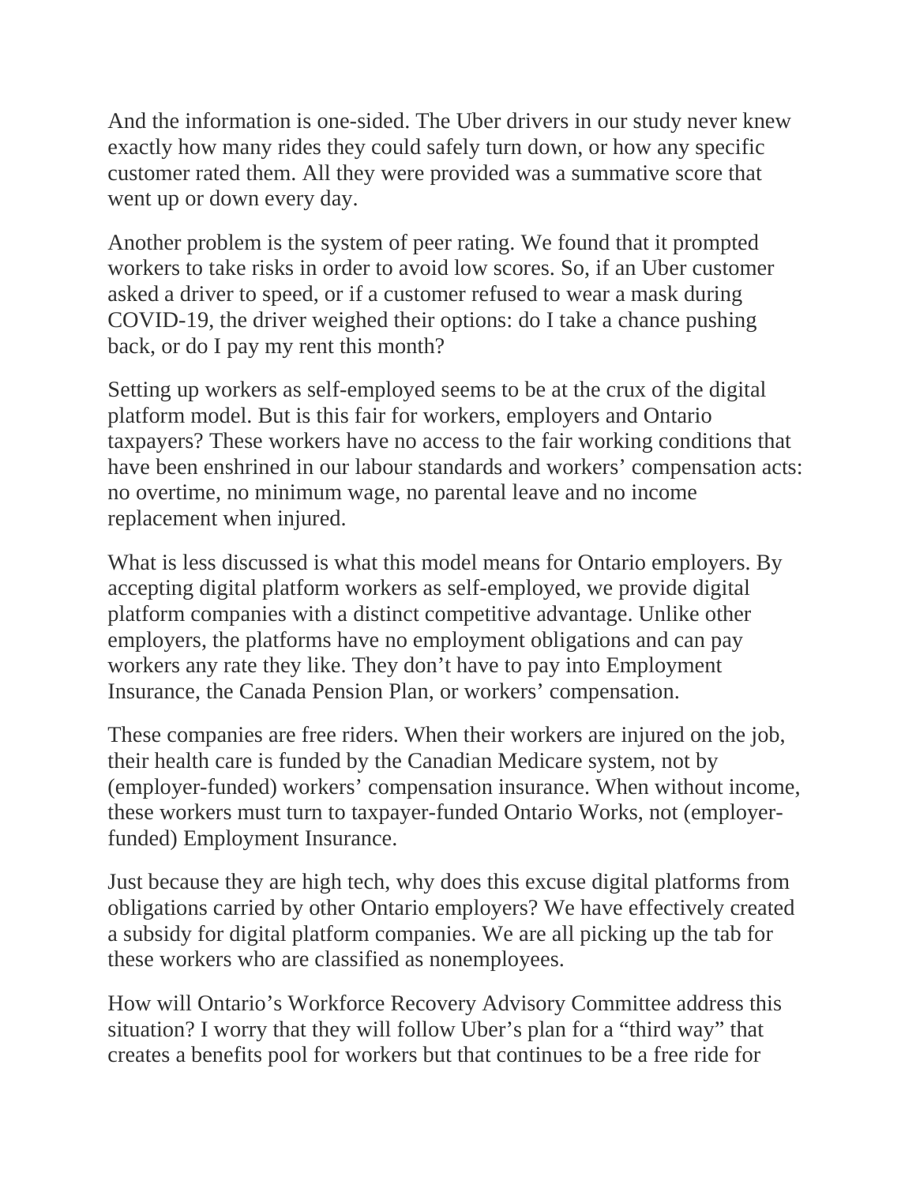And the information is one-sided. The Uber drivers in our study never knew exactly how many rides they could safely turn down, or how any specific customer rated them. All they were provided was a summative score that went up or down every day.

Another problem is the system of peer rating. We found that it prompted workers to take risks in order to avoid low scores. So, if an Uber customer asked a driver to speed, or if a customer refused to wear a mask during COVID-19, the driver weighed their options: do I take a chance pushing back, or do I pay my rent this month?

Setting up workers as self-employed seems to be at the crux of the digital platform model. But is this fair for workers, employers and Ontario taxpayers? These workers have no access to the fair working conditions that have been enshrined in our labour standards and workers' compensation acts: no overtime, no minimum wage, no parental leave and no income replacement when injured.

What is less discussed is what this model means for Ontario employers. By accepting digital platform workers as self-employed, we provide digital platform companies with a distinct competitive advantage. Unlike other employers, the platforms have no employment obligations and can pay workers any rate they like. They don't have to pay into Employment Insurance, the Canada Pension Plan, or workers' compensation.

These companies are free riders. When their workers are injured on the job, their health care is funded by the Canadian Medicare system, not by (employer-funded) workers' compensation insurance. When without income, these workers must turn to taxpayer-funded Ontario Works, not (employer-funded) Employment Insurance.

Just because they are high tech, why does this excuse digital platforms from obligations carried by other Ontario employers? We have effectively created a subsidy for digital platform companies. We are all picking up the tab for these workers who are classified as nonemployees.

How will Ontario's Workforce Recovery Advisory Committee address this situation? I worry that they will follow Uber's plan for a "third way" that creates a benefits pool for workers but that continues to be a free ride for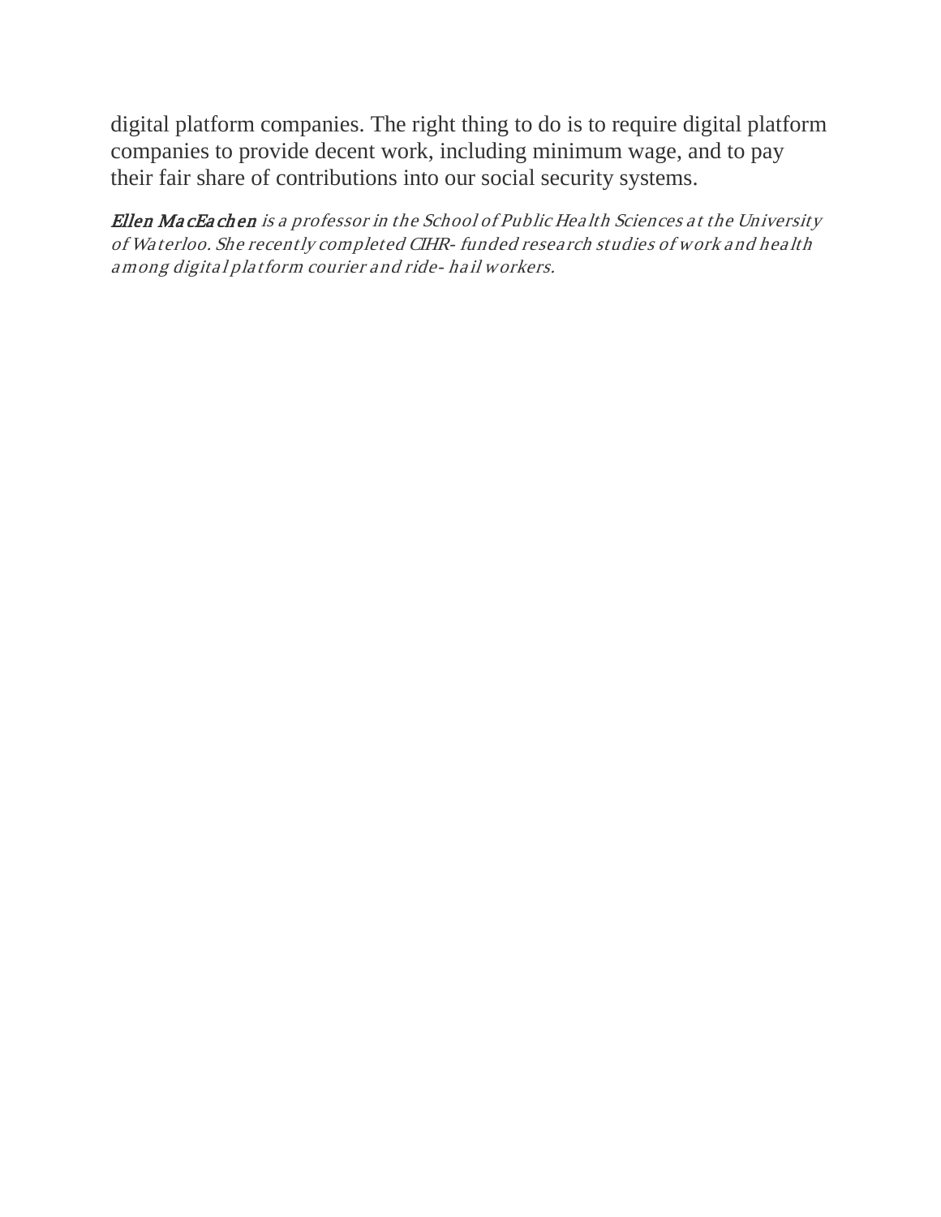digital platform companies. The right thing to do is to require digital platform companies to provide decent work, including minimum wage, and to pay their fair share of contributions into our social security systems.

*Ellen MacEachen is a professor in the School of Public Health Sciences at the University of Waterloo. She recently completed CIHR-funded research studies of work and health among digital platform courier and ride-hail workers.*